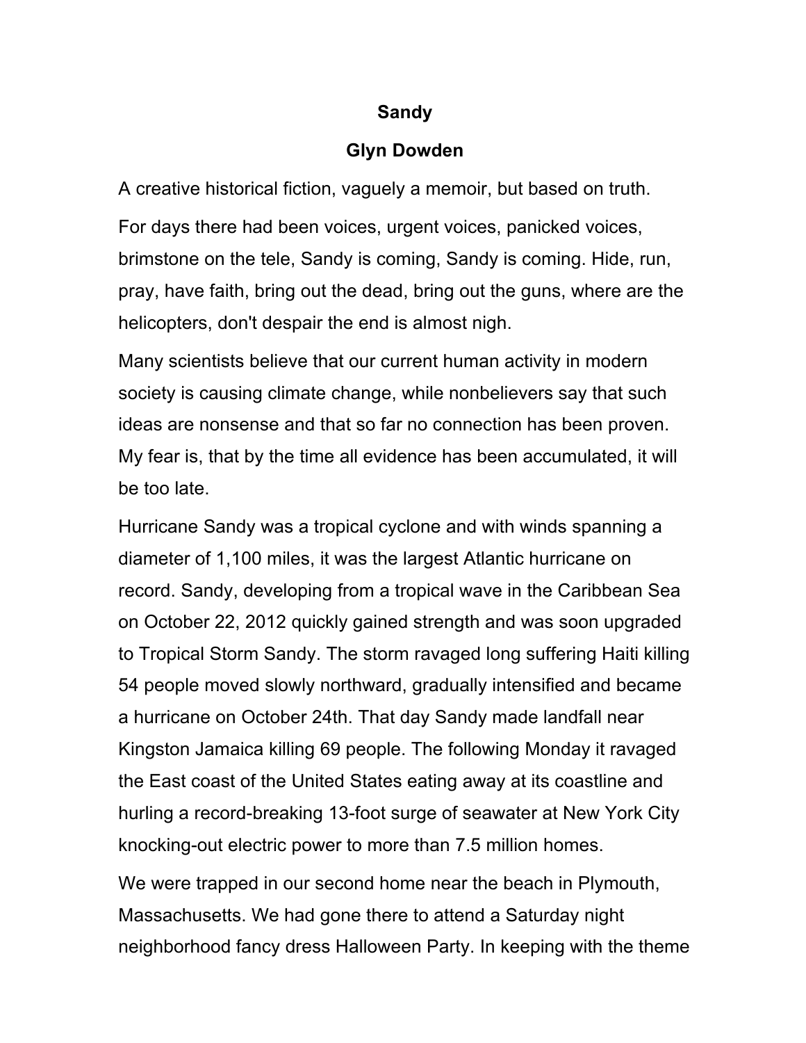# Sandy

## Glyn Dowden

A creative historical fiction, vaguely a memoir, but based on truth.

For days there had been voices, urgent voices, panicked voices, brimstone on the tele, Sandy is coming, Sandy is coming. Hide, run, pray, have faith, bring out the dead, bring out the guns, where are the helicopters, don't despair the end is almost nigh.

Many scientists believe that our current human activity in modern society is causing climate change, while nonbelievers say that such ideas are nonsense and that so far no connection has been proven. My fear is, that by the time all evidence has been accumulated, it will be too late.

Hurricane Sandy was a tropical cyclone and with winds spanning a diameter of 1,100 miles, it was the largest Atlantic hurricane on record. Sandy, developing from a tropical wave in the Caribbean Sea on October 22, 2012 quickly gained strength and was soon upgraded to Tropical Storm Sandy. The storm ravaged long suffering Haiti killing 54 people moved slowly northward, gradually intensified and became a hurricane on October 24th. That day Sandy made landfall near Kingston Jamaica killing 69 people. The following Monday it ravaged the East coast of the United States eating away at its coastline and hurling a record-breaking 13-foot surge of seawater at New York City knocking-out electric power to more than 7.5 million homes.

We were trapped in our second home near the beach in Plymouth, Massachusetts. We had gone there to attend a Saturday night neighborhood fancy dress Halloween Party. In keeping with the theme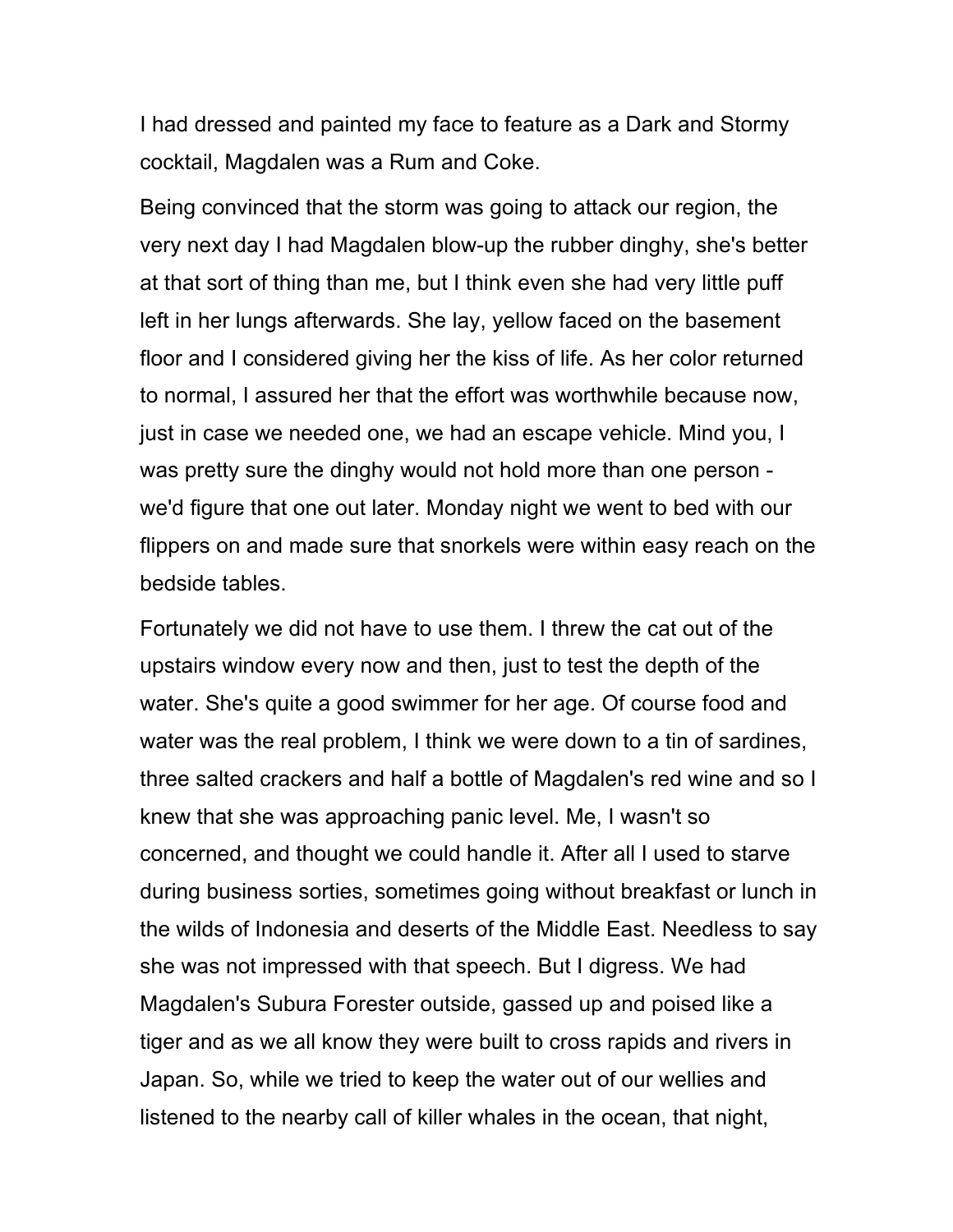I had dressed and painted my face to feature as a Dark and Stormy cocktail, Magdalen was a Rum and Coke.

Being convinced that the storm was going to attack our region, the very next day I had Magdalen blow-up the rubber dinghy, she's better at that sort of thing than me, but I think even she had very little puff left in her lungs afterwards. She lay, yellow faced on the basement floor and I considered giving her the kiss of life. As her color returned to normal, I assured her that the effort was worthwhile because now, just in case we needed one, we had an escape vehicle. Mind you, I was pretty sure the dinghy would not hold more than one person - we'd figure that one out later. Monday night we went to bed with our flippers on and made sure that snorkels were within easy reach on the bedside tables.

Fortunately we did not have to use them. I threw the cat out of the upstairs window every now and then, just to test the depth of the water. She's quite a good swimmer for her age. Of course food and water was the real problem, I think we were down to a tin of sardines, three salted crackers and half a bottle of Magdalen's red wine and so I knew that she was approaching panic level. Me, I wasn't so concerned, and thought we could handle it. After all I used to starve during business sorties, sometimes going without breakfast or lunch in the wilds of Indonesia and deserts of the Middle East. Needless to say she was not impressed with that speech. But I digress. We had Magdalen's Subura Forester outside, gassed up and poised like a tiger and as we all know they were built to cross rapids and rivers in Japan. So, while we tried to keep the water out of our wellies and listened to the nearby call of killer whales in the ocean, that night,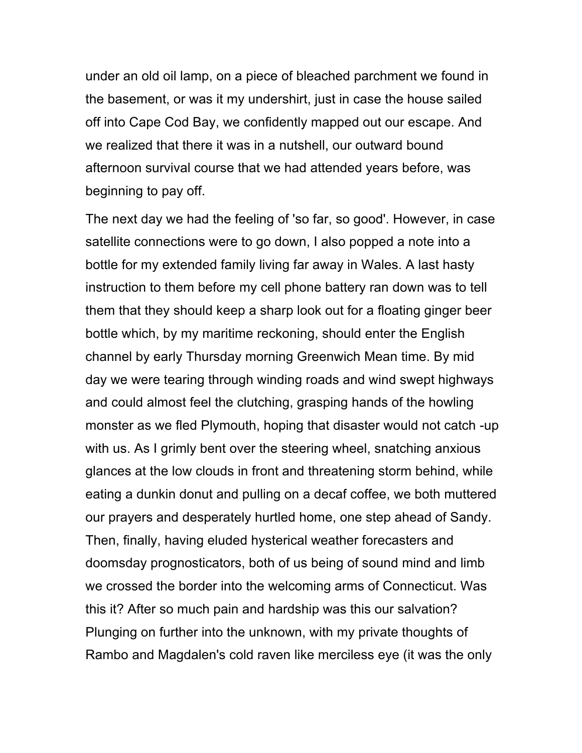under an old oil lamp, on a piece of bleached parchment we found in the basement, or was it my undershirt, just in case the house sailed off into Cape Cod Bay, we confidently mapped out our escape. And we realized that there it was in a nutshell, our outward bound afternoon survival course that we had attended years before, was beginning to pay off.

The next day we had the feeling of 'so far, so good'. However, in case satellite connections were to go down, I also popped a note into a bottle for my extended family living far away in Wales. A last hasty instruction to them before my cell phone battery ran down was to tell them that they should keep a sharp look out for a floating ginger beer bottle which, by my maritime reckoning, should enter the English channel by early Thursday morning Greenwich Mean time. By mid day we were tearing through winding roads and wind swept highways and could almost feel the clutching, grasping hands of the howling monster as we fled Plymouth, hoping that disaster would not catch -up with us. As I grimly bent over the steering wheel, snatching anxious glances at the low clouds in front and threatening storm behind, while eating a dunkin donut and pulling on a decaf coffee, we both muttered our prayers and desperately hurtled home, one step ahead of Sandy. Then, finally, having eluded hysterical weather forecasters and doomsday prognosticators, both of us being of sound mind and limb we crossed the border into the welcoming arms of Connecticut. Was this it? After so much pain and hardship was this our salvation? Plunging on further into the unknown, with my private thoughts of Rambo and Magdalen's cold raven like merciless eye (it was the only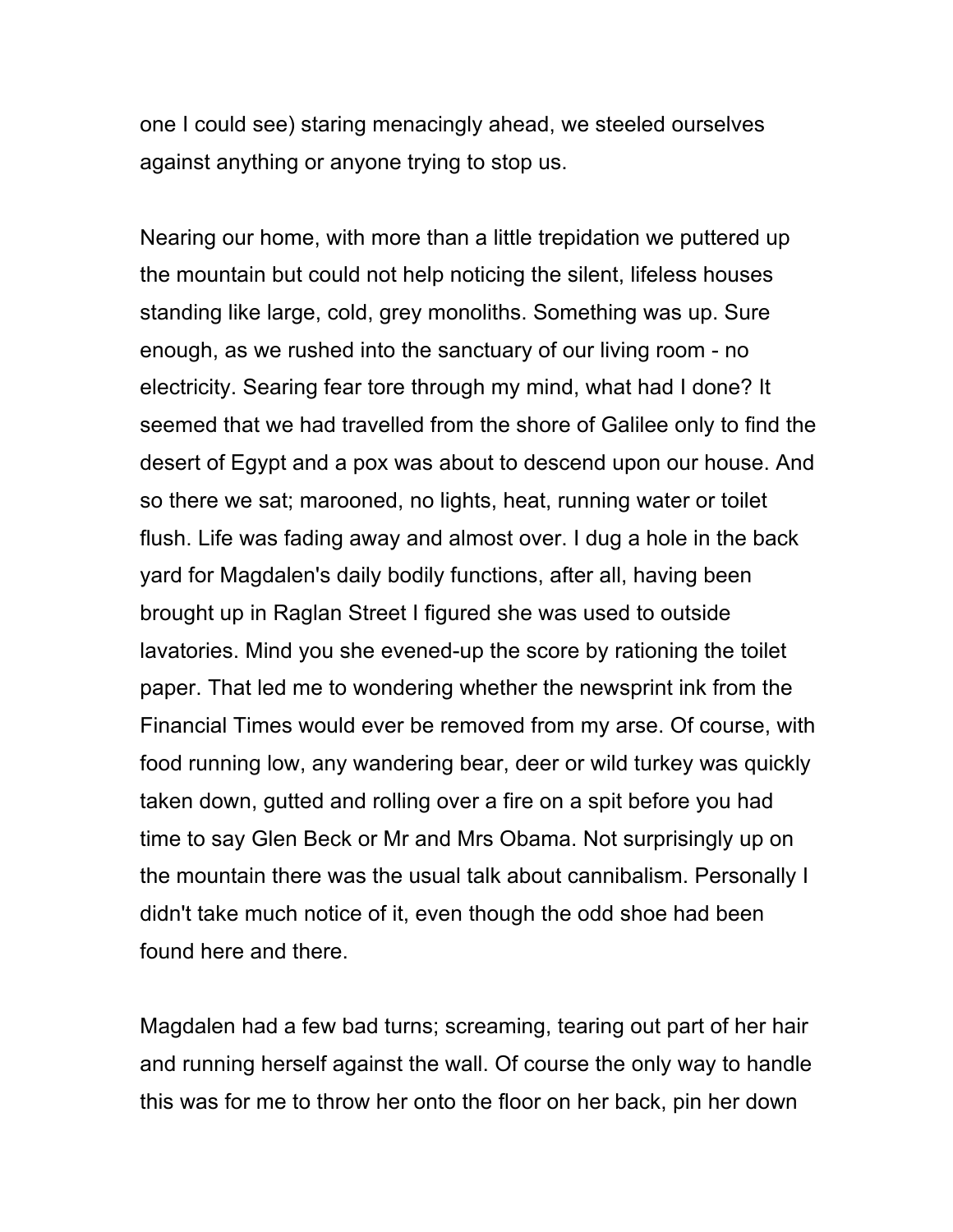one I could see) staring menacingly ahead, we steeled ourselves against anything or anyone trying to stop us.

Nearing our home, with more than a little trepidation we puttered up the mountain but could not help noticing the silent, lifeless houses standing like large, cold, grey monoliths. Something was up. Sure enough, as we rushed into the sanctuary of our living room - no electricity. Searing fear tore through my mind, what had I done? It seemed that we had travelled from the shore of Galilee only to find the desert of Egypt and a pox was about to descend upon our house. And so there we sat; marooned, no lights, heat, running water or toilet flush. Life was fading away and almost over. I dug a hole in the back yard for Magdalen's daily bodily functions, after all, having been brought up in Raglan Street I figured she was used to outside lavatories. Mind you she evened-up the score by rationing the toilet paper. That led me to wondering whether the newsprint ink from the Financial Times would ever be removed from my arse. Of course, with food running low, any wandering bear, deer or wild turkey was quickly taken down, gutted and rolling over a fire on a spit before you had time to say Glen Beck or Mr and Mrs Obama. Not surprisingly up on the mountain there was the usual talk about cannibalism. Personally I didn't take much notice of it, even though the odd shoe had been found here and there.

Magdalen had a few bad turns; screaming, tearing out part of her hair and running herself against the wall. Of course the only way to handle this was for me to throw her onto the floor on her back, pin her down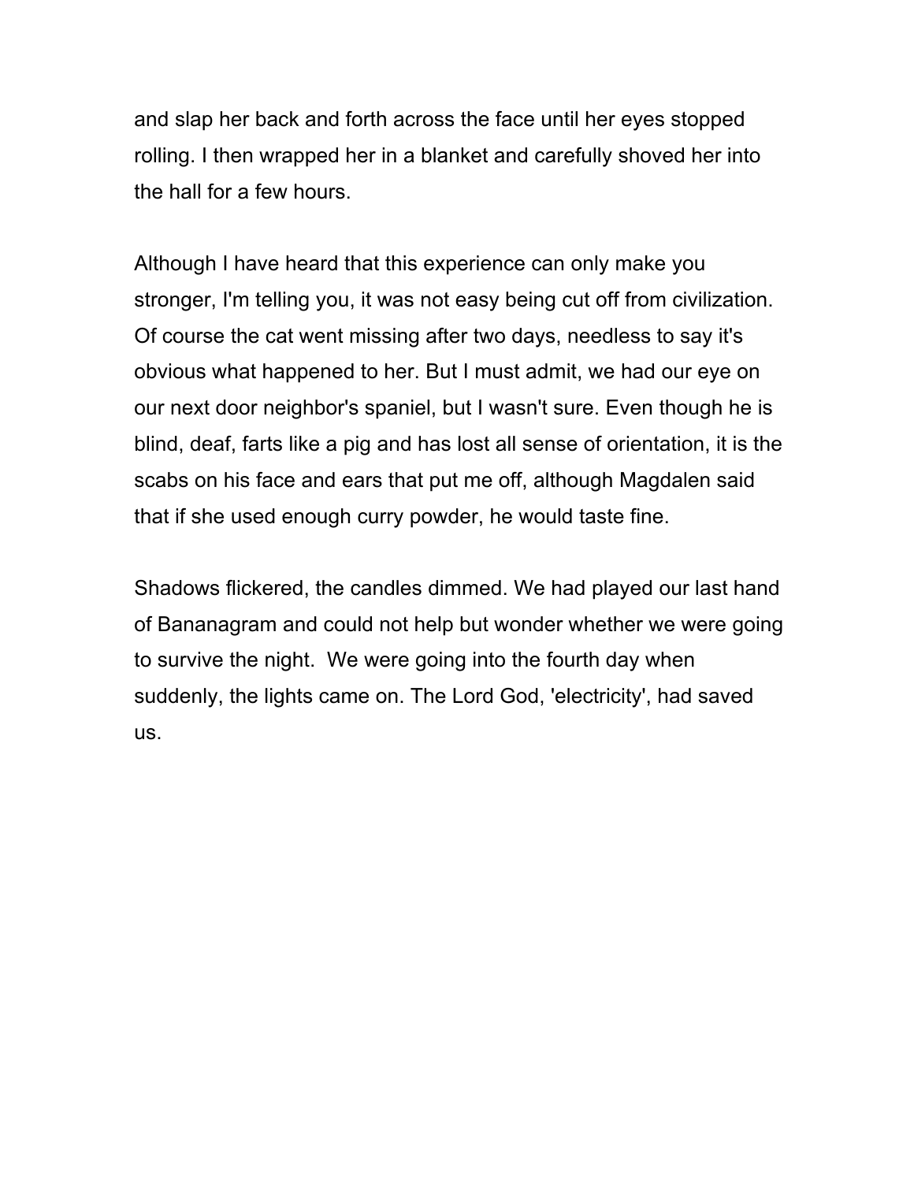and slap her back and forth across the face until her eyes stopped rolling. I then wrapped her in a blanket and carefully shoved her into the hall for a few hours.

Although I have heard that this experience can only make you stronger, I'm telling you, it was not easy being cut off from civilization. Of course the cat went missing after two days, needless to say it's obvious what happened to her. But I must admit, we had our eye on our next door neighbor's spaniel, but I wasn't sure. Even though he is blind, deaf, farts like a pig and has lost all sense of orientation, it is the scabs on his face and ears that put me off, although Magdalen said that if she used enough curry powder, he would taste fine.

Shadows flickered, the candles dimmed. We had played our last hand of Bananagram and could not help but wonder whether we were going to survive the night. We were going into the fourth day when suddenly, the lights came on. The Lord God, 'electricity', had saved us.